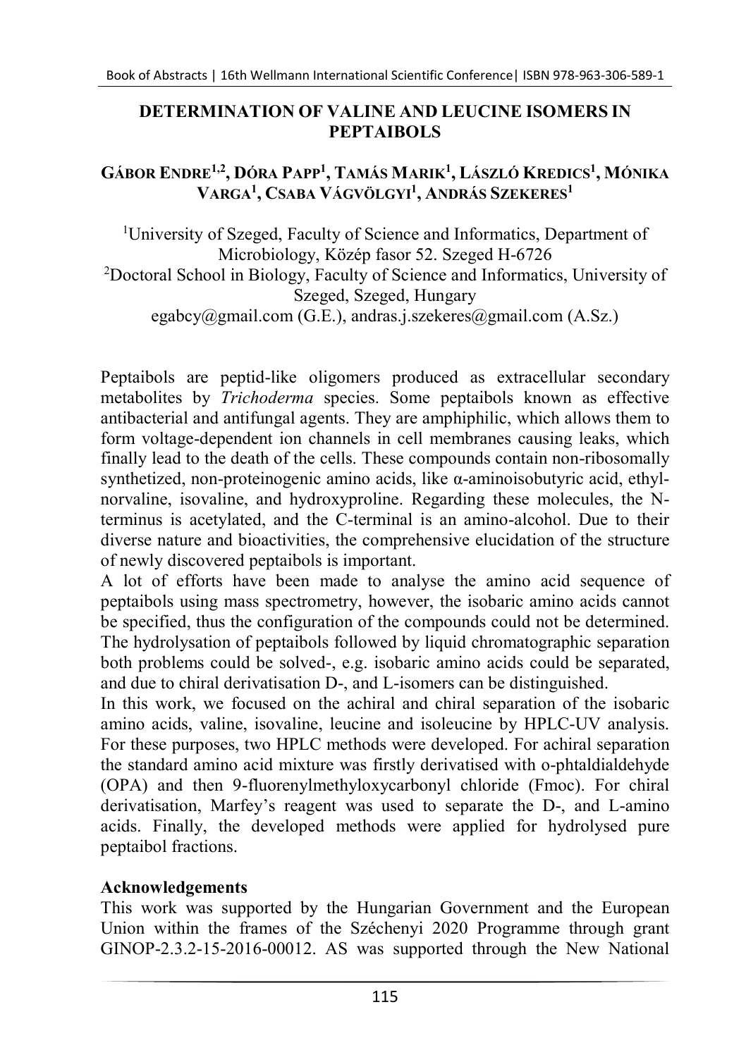# DETERMINATION OF VALINE AND LEUCINE ISOMERS IN PEPTAIBOLS

**GÁBOR ENDRE[1,2], DÓRA PAPP[1], TAMÁS MARIK[1], LÁSZLÓ KREDICS[1], MÓNIKA VARGA[1], CSABA VÁGVÖLGYI[1], ANDRÁS SZEKERES[1]**

[1]University of Szeged, Faculty of Science and Informatics, Department of Microbiology, Közép fasor 52. Szeged H-6726
[2]Doctoral School in Biology, Faculty of Science and Informatics, University of Szeged, Szeged, Hungary
egabcy@gmail.com (G.E.), andras.j.szekeres@gmail.com (A.Sz.)

Peptaibols are peptid-like oligomers produced as extracellular secondary metabolites by *Trichoderma* species. Some peptaibols known as effective antibacterial and antifungal agents. They are amphiphilic, which allows them to form voltage-dependent ion channels in cell membranes causing leaks, which finally lead to the death of the cells. These compounds contain non-ribosomally synthetized, non-proteinogenic amino acids, like α-aminoisobutyric acid, ethyl-norvaline, isovaline, and hydroxyproline. Regarding these molecules, the N-terminus is acetylated, and the C-terminal is an amino-alcohol. Due to their diverse nature and bioactivities, the comprehensive elucidation of the structure of newly discovered peptaibols is important.

A lot of efforts have been made to analyse the amino acid sequence of peptaibols using mass spectrometry, however, the isobaric amino acids cannot be specified, thus the configuration of the compounds could not be determined. The hydrolysation of peptaibols followed by liquid chromatographic separation both problems could be solved-, e.g. isobaric amino acids could be separated, and due to chiral derivatisation D-, and L-isomers can be distinguished.

In this work, we focused on the achiral and chiral separation of the isobaric amino acids, valine, isovaline, leucine and isoleucine by HPLC-UV analysis. For these purposes, two HPLC methods were developed. For achiral separation the standard amino acid mixture was firstly derivatised with o-phtaldialdehyde (OPA) and then 9-fluorenylmethyloxycarbonyl chloride (Fmoc). For chiral derivatisation, Marfey's reagent was used to separate the D-, and L-amino acids. Finally, the developed methods were applied for hydrolysed pure peptaibol fractions.

## Acknowledgements

This work was supported by the Hungarian Government and the European Union within the frames of the Széchenyi 2020 Programme through grant GINOP-2.3.2-15-2016-00012. AS was supported through the New National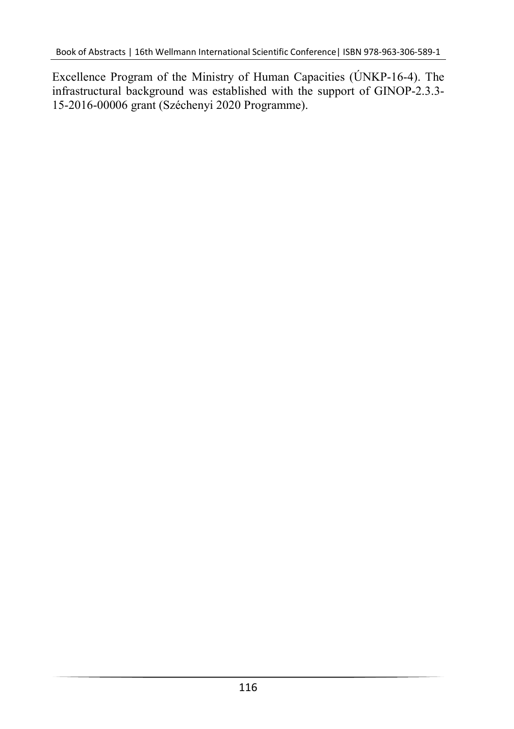Excellence Program of the Ministry of Human Capacities (ÚNKP-16-4). The infrastructural background was established with the support of GINOP-2.3.3-15-2016-00006 grant (Széchenyi 2020 Programme).